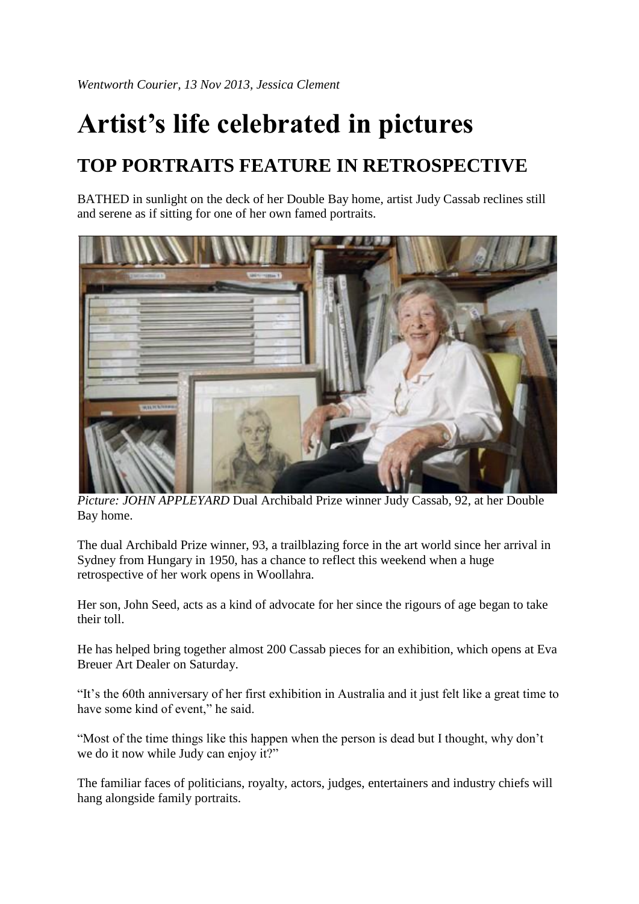*Wentworth Courier, 13 Nov 2013, Jessica Clement*

# Artist's life celebrated in pictures

## TOP PORTRAITS FEATURE IN RETROSPECTIVE

BATHED in sunlight on the deck of her Double Bay home, artist Judy Cassab reclines still and serene as if sitting for one of her own famed portraits.

*Picture: JOHN APPLEYARD* Dual Archibald Prize winner Judy Cassab, 92, at her Double Bay home.

The dual Archibald Prize winner, 93, a trailblazing force in the art world since her arrival in Sydney from Hungary in 1950, has a chance to reflect this weekend when a huge retrospective of her work opens in Woollahra.

Her son, John Seed, acts as a kind of advocate for her since the rigours of age began to take their toll.

He has helped bring together almost 200 Cassab pieces for an exhibition, which opens at Eva Breuer Art Dealer on Saturday.

"It's the 60th anniversary of her first exhibition in Australia and it just felt like a great time to have some kind of event," he said.

"Most of the time things like this happen when the person is dead but I thought, why don't we do it now while Judy can enjoy it?"

The familiar faces of politicians, royalty, actors, judges, entertainers and industry chiefs will hang alongside family portraits.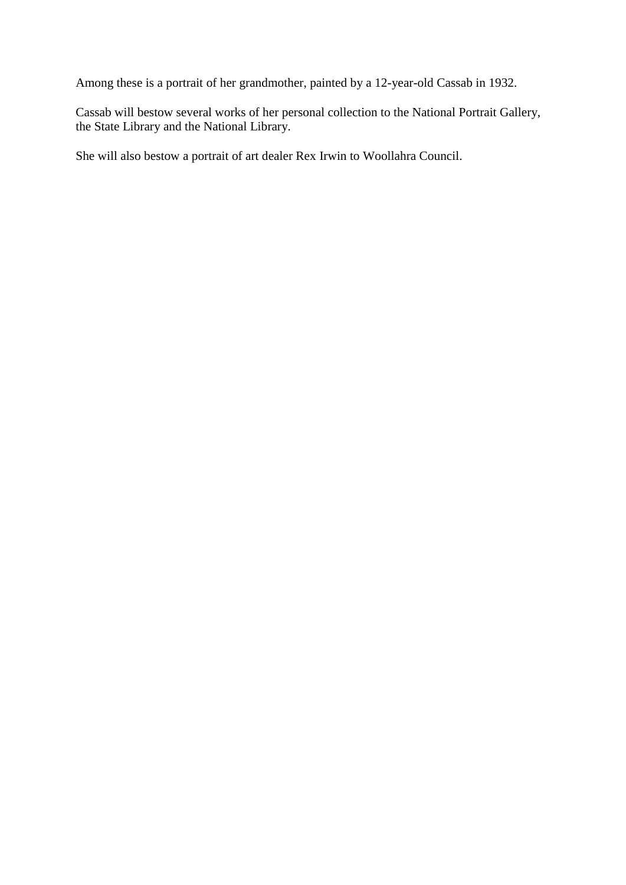Among these is a portrait of her grandmother, painted by a 12-year-old Cassab in 1932.

Cassab will bestow several works of her personal collection to the National Portrait Gallery, the State Library and the National Library.

She will also bestow a portrait of art dealer Rex Irwin to Woollahra Council.